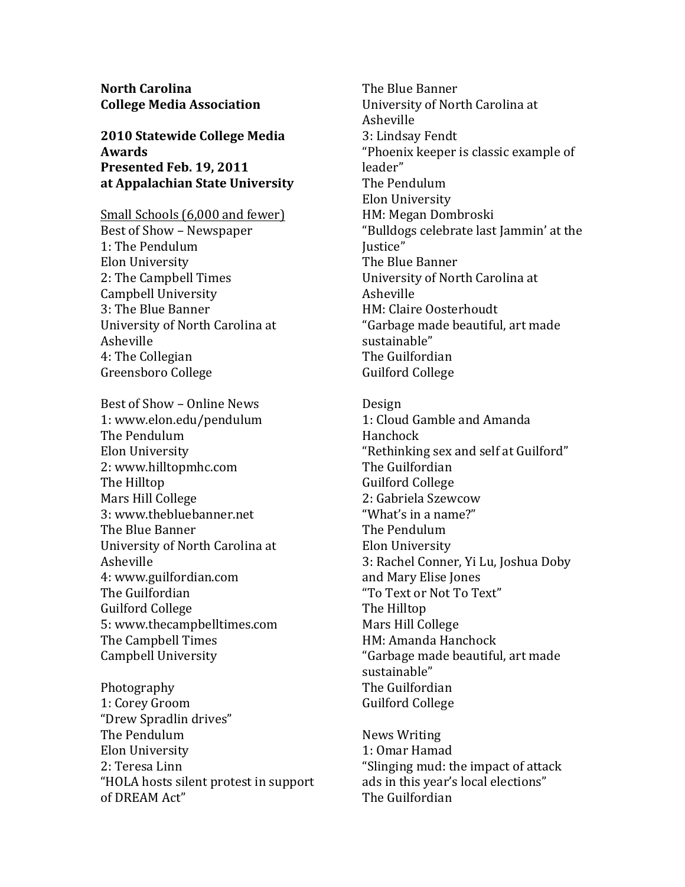**North Carolina**
**College Media Association**

**2010 Statewide College Media Awards**
**Presented Feb. 19, 2011**
**at Appalachian State University**

<u>Small Schools (6,000 and fewer)</u>

Best of Show – Newspaper
1: The Pendulum
Elon University
2: The Campbell Times
Campbell University
3: The Blue Banner
University of North Carolina at Asheville
4: The Collegian
Greensboro College

Best of Show – Online News
1: www.elon.edu/pendulum
The Pendulum
Elon University
2: www.hilltopmhc.com
The Hilltop
Mars Hill College
3: www.thebluebanner.net
The Blue Banner
University of North Carolina at Asheville
4: www.guilfordian.com
The Guilfordian
Guilford College
5: www.thecampbelltimes.com
The Campbell Times
Campbell University

Photography
1: Corey Groom
"Drew Spradlin drives"
The Pendulum
Elon University
2: Teresa Linn
"HOLA hosts silent protest in support of DREAM Act"
The Blue Banner
University of North Carolina at Asheville
3: Lindsay Fendt
"Phoenix keeper is classic example of leader"
The Pendulum
Elon University
HM: Megan Dombroski
"Bulldogs celebrate last Jammin' at the Justice"
The Blue Banner
University of North Carolina at Asheville
HM: Claire Oosterhoudt
"Garbage made beautiful, art made sustainable"
The Guilfordian
Guilford College

Design
1: Cloud Gamble and Amanda Hanchock
"Rethinking sex and self at Guilford"
The Guilfordian
Guilford College
2: Gabriela Szewcow
"What's in a name?"
The Pendulum
Elon University
3: Rachel Conner, Yi Lu, Joshua Doby and Mary Elise Jones
"To Text or Not To Text"
The Hilltop
Mars Hill College
HM: Amanda Hanchock
"Garbage made beautiful, art made sustainable"
The Guilfordian
Guilford College

News Writing
1: Omar Hamad
"Slinging mud: the impact of attack ads in this year's local elections"
The Guilfordian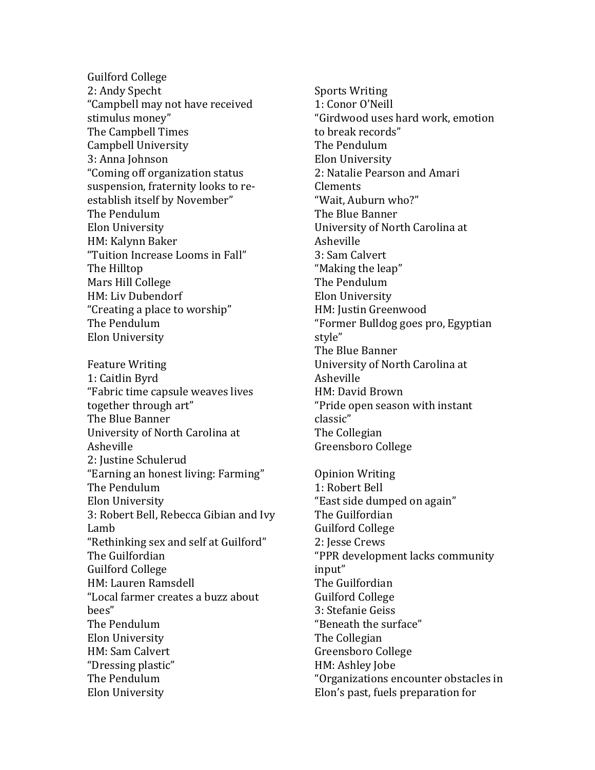Guilford College

2: Andy Specht
"Campbell may not have received stimulus money"
The Campbell Times
Campbell University

3: Anna Johnson
"Coming off organization status suspension, fraternity looks to re-establish itself by November"
The Pendulum
Elon University

HM: Kalynn Baker
"Tuition Increase Looms in Fall"
The Hilltop
Mars Hill College

HM: Liv Dubendorf
"Creating a place to worship"
The Pendulum
Elon University

Feature Writing

1: Caitlin Byrd
"Fabric time capsule weaves lives together through art"
The Blue Banner
University of North Carolina at Asheville

2: Justine Schulerud
"Earning an honest living: Farming"
The Pendulum
Elon University

3: Robert Bell, Rebecca Gibian and Ivy Lamb
"Rethinking sex and self at Guilford"
The Guilfordian
Guilford College

HM: Lauren Ramsdell
"Local farmer creates a buzz about bees"
The Pendulum
Elon University

HM: Sam Calvert
"Dressing plastic"
The Pendulum
Elon University

Sports Writing

1: Conor O'Neill
"Girdwood uses hard work, emotion to break records"
The Pendulum
Elon University

2: Natalie Pearson and Amari Clements
"Wait, Auburn who?"
The Blue Banner
University of North Carolina at Asheville

3: Sam Calvert
"Making the leap"
The Pendulum
Elon University

HM: Justin Greenwood
"Former Bulldog goes pro, Egyptian style"
The Blue Banner
University of North Carolina at Asheville

HM: David Brown
"Pride open season with instant classic"
The Collegian
Greensboro College

Opinion Writing

1: Robert Bell
"East side dumped on again"
The Guilfordian
Guilford College

2: Jesse Crews
"PPR development lacks community input"
The Guilfordian
Guilford College

3: Stefanie Geiss
"Beneath the surface"
The Collegian
Greensboro College

HM: Ashley Jobe
"Organizations encounter obstacles in Elon's past, fuels preparation for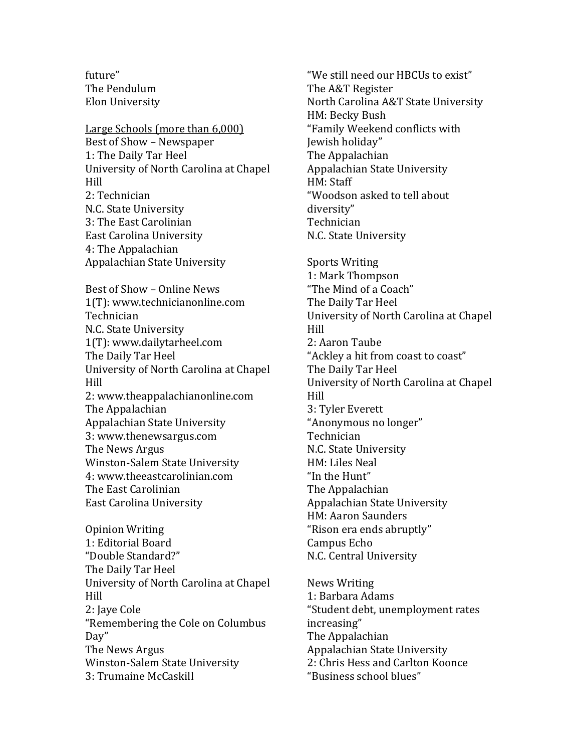future"
The Pendulum
Elon University

<u>Large Schools (more than 6,000)</u>

Best of Show – Newspaper
1: The Daily Tar Heel
University of North Carolina at Chapel Hill
2: Technician
N.C. State University
3: The East Carolinian
East Carolina University
4: The Appalachian
Appalachian State University

Best of Show – Online News
1(T): www.technicianonline.com
Technician
N.C. State University
1(T): www.dailytarheel.com
The Daily Tar Heel
University of North Carolina at Chapel Hill
2: www.theappalachianonline.com
The Appalachian
Appalachian State University
3: www.thenewsargus.com
The News Argus
Winston-Salem State University
4: www.theeastcarolinian.com
The East Carolinian
East Carolina University

Opinion Writing
1: Editorial Board
"Double Standard?"
The Daily Tar Heel
University of North Carolina at Chapel Hill
2: Jaye Cole
"Remembering the Cole on Columbus Day"
The News Argus
Winston-Salem State University
3: Trumaine McCaskill
"We still need our HBCUs to exist"
The A&T Register
North Carolina A&T State University
HM: Becky Bush
"Family Weekend conflicts with Jewish holiday"
The Appalachian
Appalachian State University
HM: Staff
"Woodson asked to tell about diversity"
Technician
N.C. State University

Sports Writing
1: Mark Thompson
"The Mind of a Coach"
The Daily Tar Heel
University of North Carolina at Chapel Hill
2: Aaron Taube
"Ackley a hit from coast to coast"
The Daily Tar Heel
University of North Carolina at Chapel Hill
3: Tyler Everett
"Anonymous no longer"
Technician
N.C. State University
HM: Liles Neal
"In the Hunt"
The Appalachian
Appalachian State University
HM: Aaron Saunders
"Rison era ends abruptly"
Campus Echo
N.C. Central University

News Writing
1: Barbara Adams
"Student debt, unemployment rates increasing"
The Appalachian
Appalachian State University
2: Chris Hess and Carlton Koonce
"Business school blues"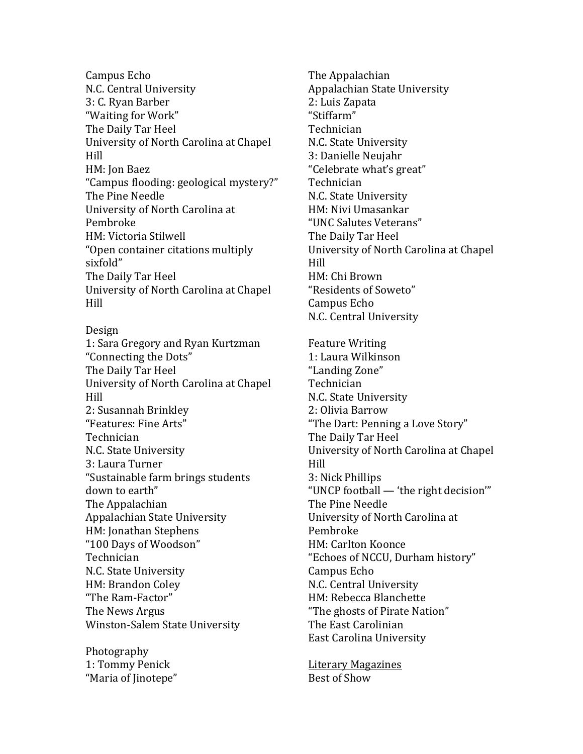Campus Echo
N.C. Central University
3: C. Ryan Barber
"Waiting for Work"
The Daily Tar Heel
University of North Carolina at Chapel Hill
HM: Jon Baez
"Campus flooding: geological mystery?"
The Pine Needle
University of North Carolina at Pembroke
HM: Victoria Stilwell
"Open container citations multiply sixfold"
The Daily Tar Heel
University of North Carolina at Chapel Hill

Design
1: Sara Gregory and Ryan Kurtzman
"Connecting the Dots"
The Daily Tar Heel
University of North Carolina at Chapel Hill
2: Susannah Brinkley
"Features: Fine Arts"
Technician
N.C. State University
3: Laura Turner
"Sustainable farm brings students down to earth"
The Appalachian
Appalachian State University
HM: Jonathan Stephens
"100 Days of Woodson"
Technician
N.C. State University
HM: Brandon Coley
"The Ram-Factor"
The News Argus
Winston-Salem State University

Photography
1: Tommy Penick
"Maria of Jinotepe"
The Appalachian
Appalachian State University
2: Luis Zapata
"Stiffarm"
Technician
N.C. State University
3: Danielle Neujahr
"Celebrate what's great"
Technician
N.C. State University
HM: Nivi Umasankar
"UNC Salutes Veterans"
The Daily Tar Heel
University of North Carolina at Chapel Hill
HM: Chi Brown
"Residents of Soweto"
Campus Echo
N.C. Central University

Feature Writing
1: Laura Wilkinson
"Landing Zone"
Technician
N.C. State University
2: Olivia Barrow
"The Dart: Penning a Love Story"
The Daily Tar Heel
University of North Carolina at Chapel Hill
3: Nick Phillips
"UNCP football — 'the right decision'"
The Pine Needle
University of North Carolina at Pembroke
HM: Carlton Koonce
"Echoes of NCCU, Durham history"
Campus Echo
N.C. Central University
HM: Rebecca Blanchette
"The ghosts of Pirate Nation"
The East Carolinian
East Carolina University

<u>Literary Magazines</u>
Best of Show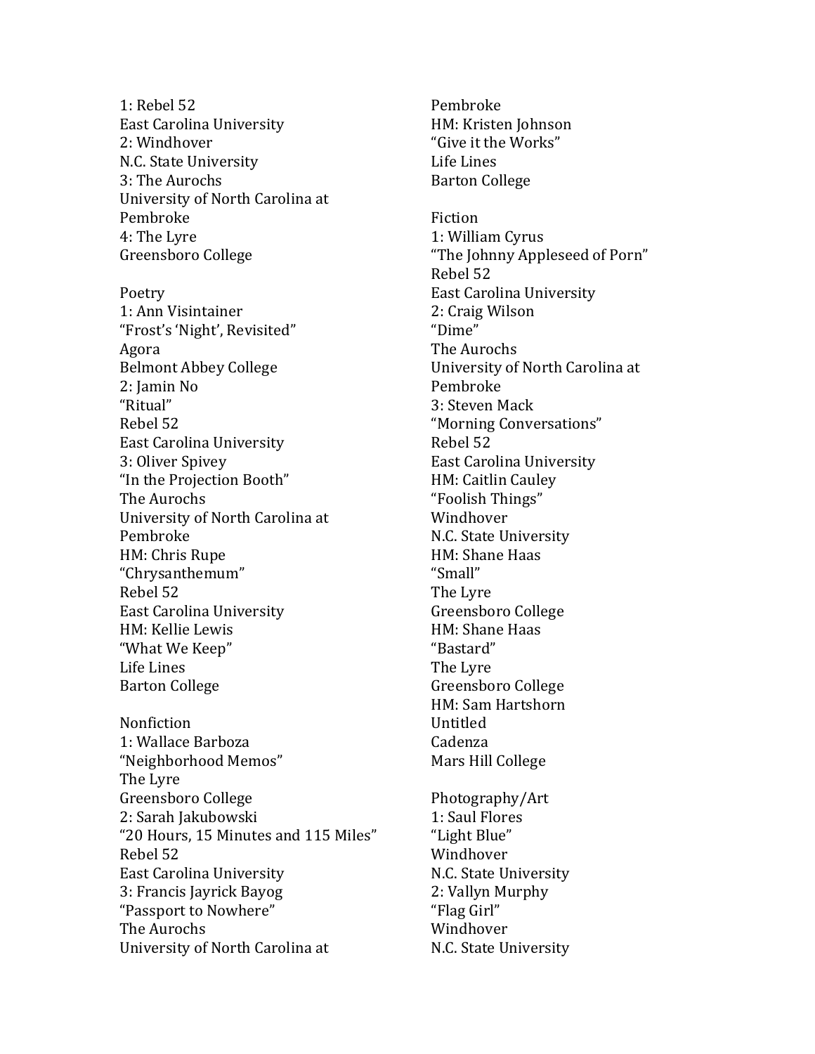1: Rebel 52
East Carolina University
2: Windhover
N.C. State University
3: The Aurochs
University of North Carolina at Pembroke
4: The Lyre
Greensboro College

Poetry
1: Ann Visintainer
"Frost's 'Night', Revisited"
Agora
Belmont Abbey College
2: Jamin No
"Ritual"
Rebel 52
East Carolina University
3: Oliver Spivey
"In the Projection Booth"
The Aurochs
University of North Carolina at Pembroke
HM: Chris Rupe
"Chrysanthemum"
Rebel 52
East Carolina University
HM: Kellie Lewis
"What We Keep"
Life Lines
Barton College

Nonfiction
1: Wallace Barboza
"Neighborhood Memos"
The Lyre
Greensboro College
2: Sarah Jakubowski
"20 Hours, 15 Minutes and 115 Miles"
Rebel 52
East Carolina University
3: Francis Jayrick Bayog
"Passport to Nowhere"
The Aurochs
University of North Carolina at Pembroke
HM: Kristen Johnson
"Give it the Works"
Life Lines
Barton College

Fiction
1: William Cyrus
"The Johnny Appleseed of Porn"
Rebel 52
East Carolina University
2: Craig Wilson
"Dime"
The Aurochs
University of North Carolina at Pembroke
3: Steven Mack
"Morning Conversations"
Rebel 52
East Carolina University
HM: Caitlin Cauley
"Foolish Things"
Windhover
N.C. State University
HM: Shane Haas
"Small"
The Lyre
Greensboro College
HM: Shane Haas
"Bastard"
The Lyre
Greensboro College
HM: Sam Hartshorn
Untitled
Cadenza
Mars Hill College

Photography/Art
1: Saul Flores
"Light Blue"
Windhover
N.C. State University
2: Vallyn Murphy
"Flag Girl"
Windhover
N.C. State University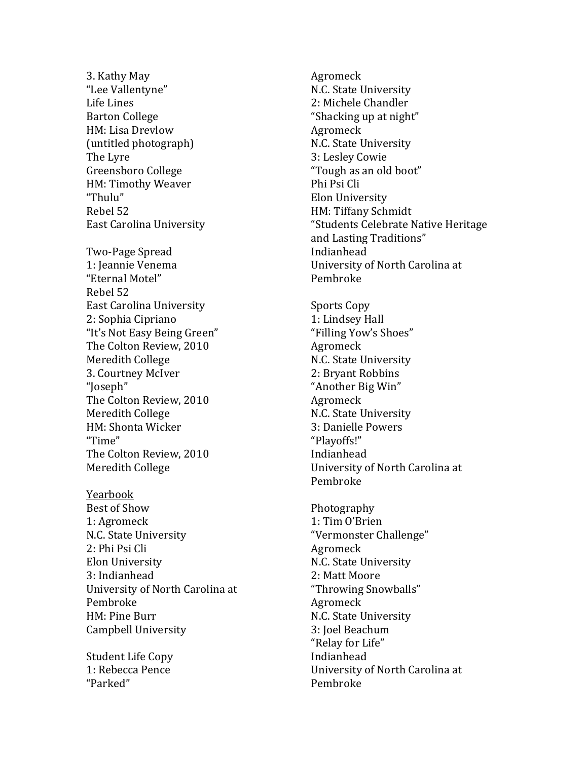3. Kathy May
"Lee Vallentyne"
Life Lines
Barton College
HM: Lisa Drevlow
(untitled photograph)
The Lyre
Greensboro College
HM: Timothy Weaver
"Thulu"
Rebel 52
East Carolina University

Two-Page Spread
1: Jeannie Venema
"Eternal Motel"
Rebel 52
East Carolina University
2: Sophia Cipriano
"It's Not Easy Being Green"
The Colton Review, 2010
Meredith College
3. Courtney McIver
"Joseph"
The Colton Review, 2010
Meredith College
HM: Shonta Wicker
"Time"
The Colton Review, 2010
Meredith College

<u>Yearbook</u>
Best of Show
1: Agromeck
N.C. State University
2: Phi Psi Cli
Elon University
3: Indianhead
University of North Carolina at Pembroke
HM: Pine Burr
Campbell University

Student Life Copy
1: Rebecca Pence
"Parked"
Agromeck
N.C. State University
2: Michele Chandler
"Shacking up at night"
Agromeck
N.C. State University
3: Lesley Cowie
"Tough as an old boot"
Phi Psi Cli
Elon University
HM: Tiffany Schmidt
"Students Celebrate Native Heritage and Lasting Traditions"
Indianhead
University of North Carolina at Pembroke

Sports Copy
1: Lindsey Hall
"Filling Yow's Shoes"
Agromeck
N.C. State University
2: Bryant Robbins
"Another Big Win"
Agromeck
N.C. State University
3: Danielle Powers
"Playoffs!"
Indianhead
University of North Carolina at Pembroke

Photography
1: Tim O'Brien
"Vermonster Challenge"
Agromeck
N.C. State University
2: Matt Moore
"Throwing Snowballs"
Agromeck
N.C. State University
3: Joel Beachum
"Relay for Life"
Indianhead
University of North Carolina at Pembroke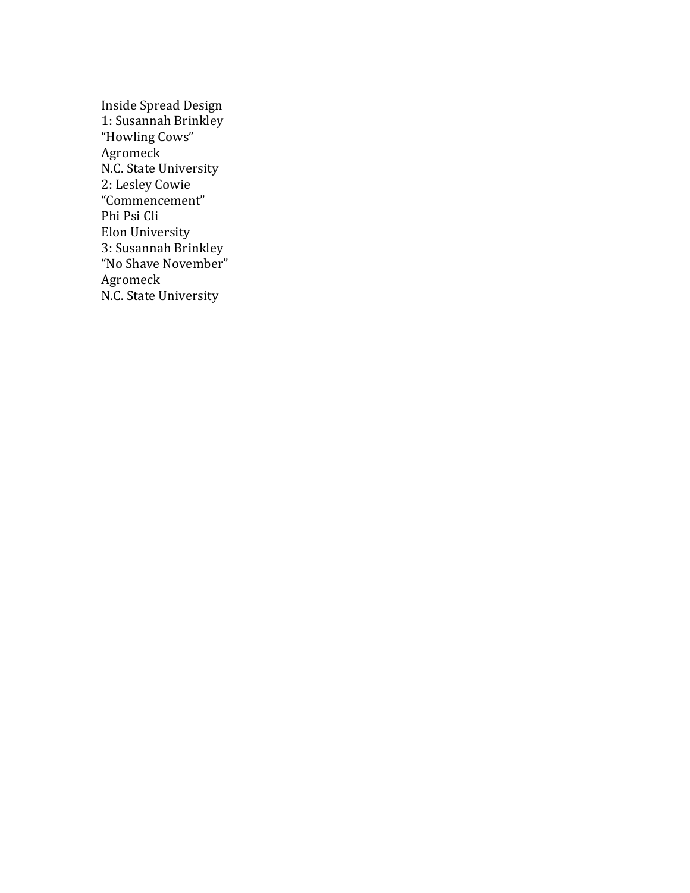Inside Spread Design
1: Susannah Brinkley
“Howling Cows”
Agromeck
N.C. State University
2: Lesley Cowie
“Commencement”
Phi Psi Cli
Elon University
3: Susannah Brinkley
“No Shave November”
Agromeck
N.C. State University